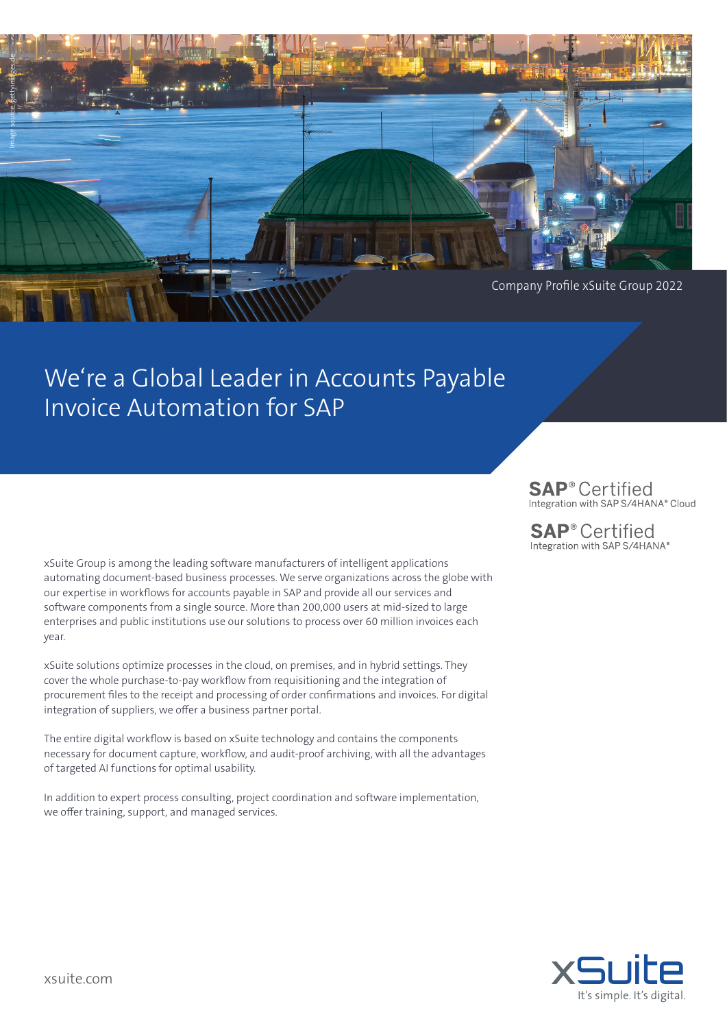Company Profile xSuite Group 2022

# We‘re a Global Leader in Accounts Payable Invoice Automation for SAP

**SAP® Certified**
Integration with SAP S/4HANA® Cloud

**SAP® Certified**
Integration with SAP S/4HANA®

xSuite Group is among the leading software manufacturers of intelligent applications automating document-based business processes. We serve organizations across the globe with our expertise in workflows for accounts payable in SAP and provide all our services and software components from a single source. More than 200,000 users at mid-sized to large enterprises and public institutions use our solutions to process over 60 million invoices each year.

xSuite solutions optimize processes in the cloud, on premises, and in hybrid settings. They cover the whole purchase-to-pay workflow from requisitioning and the integration of procurement files to the receipt and processing of order confirmations and invoices. For digital integration of suppliers, we offer a business partner portal.

The entire digital workflow is based on xSuite technology and contains the components necessary for document capture, workflow, and audit-proof archiving, with all the advantages of targeted AI functions for optimal usability.

In addition to expert process consulting, project coordination and software implementation, we offer training, support, and managed services.

xsuite.com

xSuite
It’s simple. It’s digital.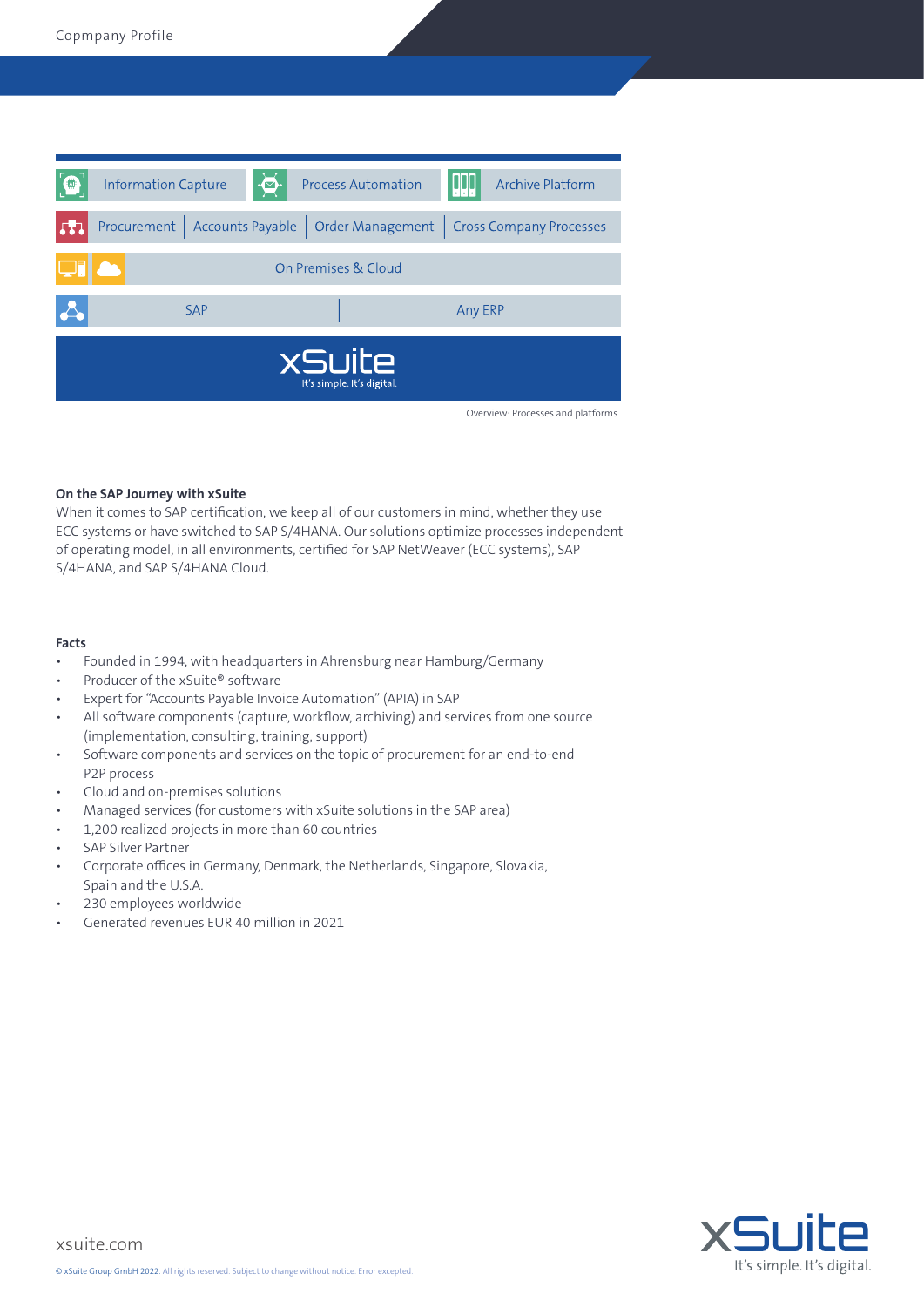Information Capture | Process Automation | Archive Platform

Procurement | Accounts Payable | Order Management | Cross Company Processes

On Premises & Cloud

SAP | Any ERP

xSuite
It's simple. It's digital.

Overview: Processes and platforms

**On the SAP Journey with xSuite**

When it comes to SAP certification, we keep all of our customers in mind, whether they use ECC systems or have switched to SAP S/4HANA. Our solutions optimize processes independent of operating model, in all environments, certified for SAP NetWeaver (ECC systems), SAP S/4HANA, and SAP S/4HANA Cloud.

**Facts**

- Founded in 1994, with headquarters in Ahrensburg near Hamburg/Germany
- Producer of the xSuite® software
- Expert for "Accounts Payable Invoice Automation" (APIA) in SAP
- All software components (capture, workflow, archiving) and services from one source (implementation, consulting, training, support)
- Software components and services on the topic of procurement for an end-to-end P2P process
- Cloud and on-premises solutions
- Managed services (for customers with xSuite solutions in the SAP area)
- 1,200 realized projects in more than 60 countries
- SAP Silver Partner
- Corporate offices in Germany, Denmark, the Netherlands, Singapore, Slovakia, Spain and the U.S.A.
- 230 employees worldwide
- Generated revenues EUR 40 million in 2021

xsuite.com

© xSuite Group GmbH 2022. All rights reserved. Subject to change without notice. Error excepted.

xSuite
It's simple. It's digital.